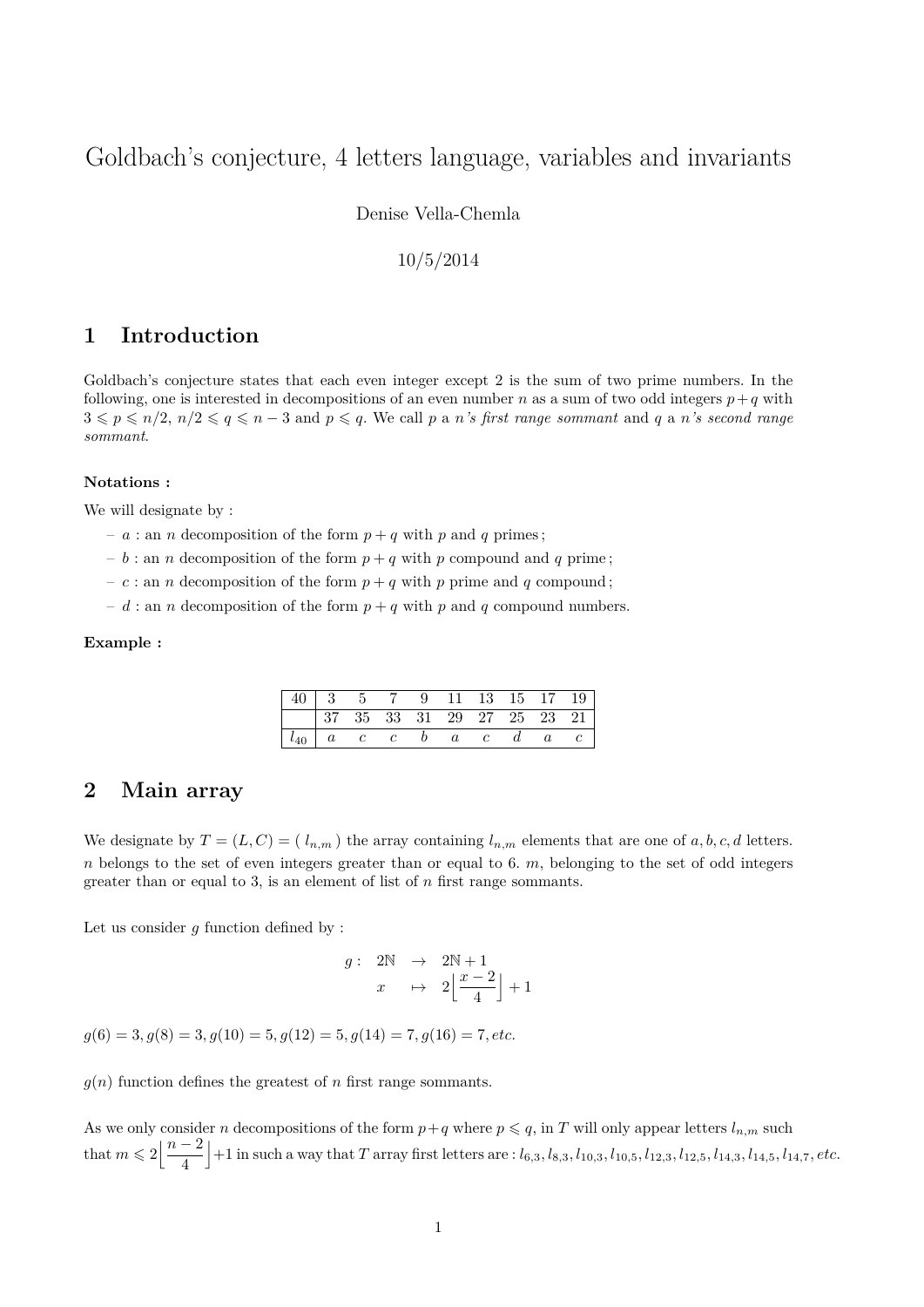# Goldbach's conjecture, 4 letters language, variables and invariants

Denise Vella-Chemla

10/5/2014

## 1 Introduction

Goldbach's conjecture states that each even integer except 2 is the sum of two prime numbers. In the following, one is interested in decompositions of an even number $n$ as a sum of two odd integers $p+q$ with $3 \leqslant p \leqslant n/2$, $n/2 \leqslant q \leqslant n-3$ and $p \leqslant q$. We call $p$ a *n's first range sommant* and $q$ a *n's second range sommant*.

**Notations :**

We will designate by :

- $a$ : an $n$ decomposition of the form $p+q$ with $p$ and $q$ primes ;
- $b$ : an $n$ decomposition of the form $p+q$ with $p$ compound and $q$ prime ;
- $c$ : an $n$ decomposition of the form $p+q$ with $p$ prime and $q$ compound ;
- $d$ : an $n$ decomposition of the form $p+q$ with $p$ and $q$ compound numbers.

**Example :**

| 40 | 3 | 5 | 7 | 9 | 11 | 13 | 15 | 17 | 19 |
|---|---|---|---|---|---|---|---|---|---|
| | 37 | 35 | 33 | 31 | 29 | 27 | 25 | 23 | 21 |
| $l_{40}$ | $a$ | $c$ | $c$ | $b$ | $a$ | $c$ | $d$ | $a$ | $c$ |

## 2 Main array

We designate by $T = (L, C) = (\ l_{n,m}\ )$ the array containing $l_{n,m}$ elements that are one of $a, b, c, d$ letters. $n$ belongs to the set of even integers greater than or equal to 6. $m$, belonging to the set of odd integers greater than or equal to 3, is an element of list of $n$ first range sommants.

Let us consider $g$ function defined by :

$$\begin{array}{rccl} g: & 2\mathbb{N} & \rightarrow & 2\mathbb{N}+1 \\ & x & \mapsto & 2\left\lfloor \dfrac{x-2}{4} \right\rfloor + 1 \end{array}$$

$g(6) = 3, g(8) = 3, g(10) = 5, g(12) = 5, g(14) = 7, g(16) = 7, etc.$

$g(n)$ function defines the greatest of $n$ first range sommants.

As we only consider $n$ decompositions of the form $p+q$ where $p \leqslant q$, in $T$ will only appear letters $l_{n,m}$ such that $m \leqslant 2\left\lfloor \dfrac{n-2}{4} \right\rfloor + 1$ in such a way that $T$ array first letters are : $l_{6,3}, l_{8,3}, l_{10,3}, l_{10,5}, l_{12,3}, l_{12,5}, l_{14,3}, l_{14,5}, l_{14,7}, etc.$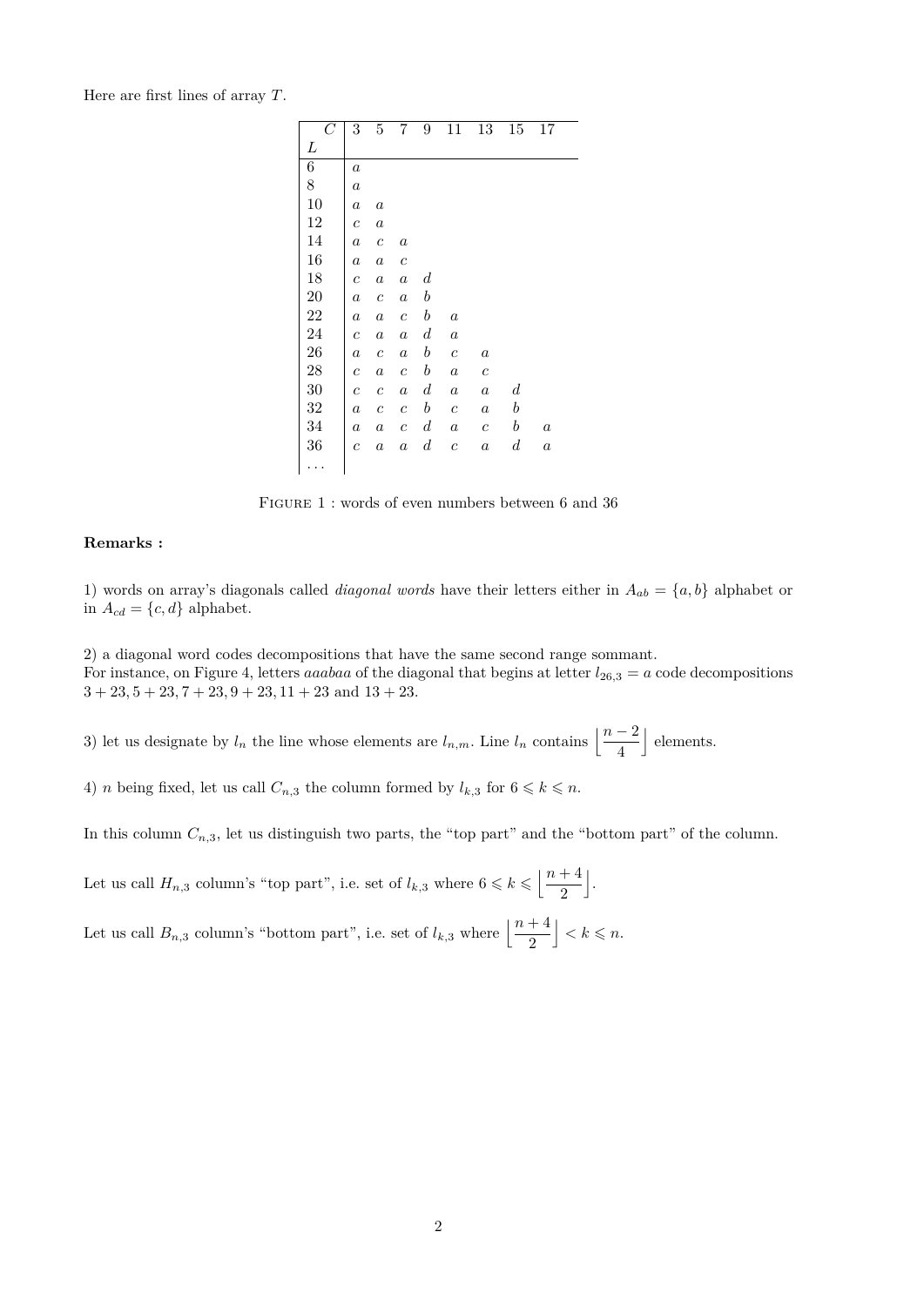Here are first lines of array $T$.

| $C$ / $L$ | 3 | 5 | 7 | 9 | 11 | 13 | 15 | 17 |
|---|---|---|---|---|---|---|---|---|
| 6 | $a$ | | | | | | | |
| 8 | $a$ | | | | | | | |
| 10 | $a$ | $a$ | | | | | | |
| 12 | $c$ | $a$ | | | | | | |
| 14 | $a$ | $c$ | $a$ | | | | | |
| 16 | $a$ | $a$ | $c$ | | | | | |
| 18 | $c$ | $a$ | $a$ | $d$ | | | | |
| 20 | $a$ | $c$ | $a$ | $b$ | | | | |
| 22 | $a$ | $a$ | $c$ | $b$ | $a$ | | | |
| 24 | $c$ | $a$ | $a$ | $d$ | $a$ | | | |
| 26 | $a$ | $c$ | $a$ | $b$ | $c$ | $a$ | | |
| 28 | $c$ | $a$ | $c$ | $b$ | $a$ | $c$ | | |
| 30 | $c$ | $c$ | $a$ | $d$ | $a$ | $a$ | $d$ | |
| 32 | $a$ | $c$ | $c$ | $b$ | $c$ | $a$ | $b$ | |
| 34 | $a$ | $a$ | $c$ | $d$ | $a$ | $c$ | $b$ | $a$ |
| 36 | $c$ | $a$ | $a$ | $d$ | $c$ | $a$ | $d$ | $a$ |
| ... | | | | | | | | |

FIGURE 1 : words of even numbers between 6 and 36

**Remarks :**

1) words on array's diagonals called *diagonal words* have their letters either in $A_{ab} = \{a, b\}$ alphabet or in $A_{cd} = \{c, d\}$ alphabet.

2) a diagonal word codes decompositions that have the same second range sommant.
For instance, on Figure 4, letters *aaabaa* of the diagonal that begins at letter $l_{26,3} = a$ code decompositions $3 + 23, 5 + 23, 7 + 23, 9 + 23, 11 + 23$ and $13 + 23$.

3) let us designate by $l_n$ the line whose elements are $l_{n,m}$. Line $l_n$ contains $\left\lfloor \dfrac{n-2}{4} \right\rfloor$ elements.

4) $n$ being fixed, let us call $C_{n,3}$ the column formed by $l_{k,3}$ for $6 \leqslant k \leqslant n$.

In this column $C_{n,3}$, let us distinguish two parts, the "top part" and the "bottom part" of the column.

Let us call $H_{n,3}$ column's "top part", i.e. set of $l_{k,3}$ where $6 \leqslant k \leqslant \left\lfloor \dfrac{n+4}{2} \right\rfloor$.

Let us call $B_{n,3}$ column's "bottom part", i.e. set of $l_{k,3}$ where $\left\lfloor \dfrac{n+4}{2} \right\rfloor < k \leqslant n$.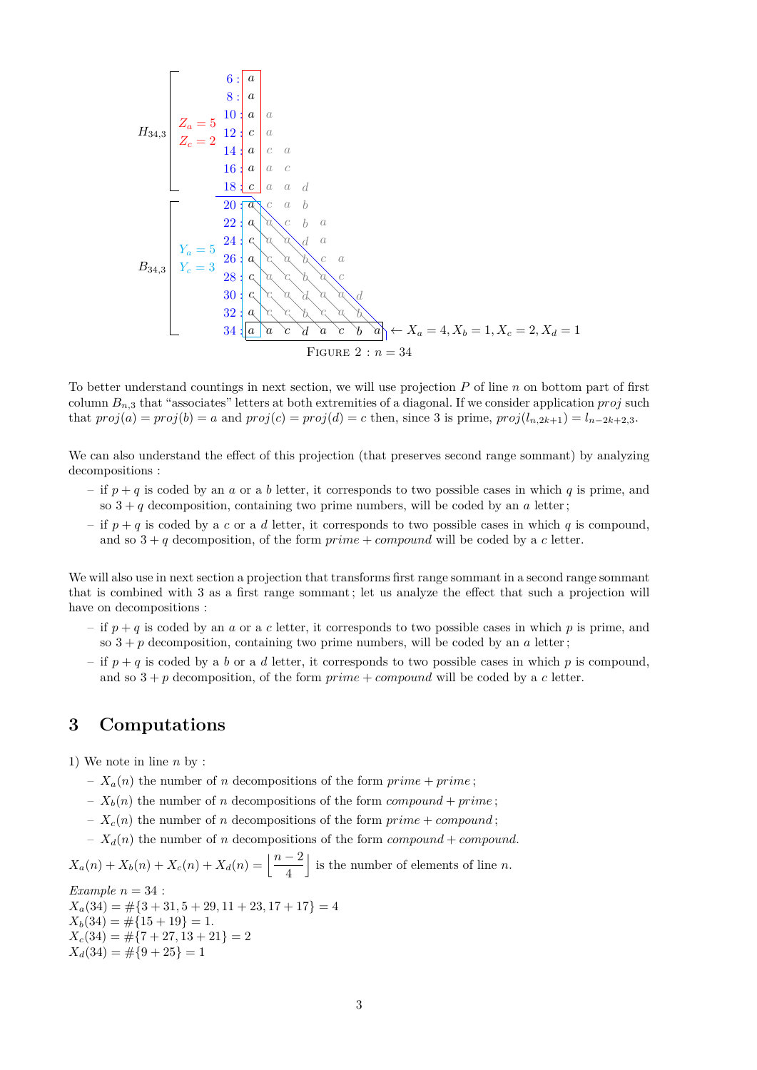| | | | | | | | | | | |
|---|---|---|---|---|---|---|---|---|---|---|
| $H_{34,3}$ | $Z_a = 5$, $Z_c = 2$ | 6 : | $a$ | | | | | | | |
| | | 8 : | $a$ | | | | | | | |
| | | 10 : | $a$ | $a$ | | | | | | |
| | | 12 : | $c$ | $a$ | | | | | | |
| | | 14 : | $a$ | $c$ | $a$ | | | | | |
| | | 16 : | $a$ | $a$ | $c$ | | | | | |
| | | 18 : | $c$ | $a$ | $a$ | $d$ | | | | |
| $B_{34,3}$ | $Y_a = 5$, $Y_c = 3$ | 20 : | $a$ | $c$ | $a$ | $b$ | | | | |
| | | 22 : | $a$ | $a$ | $c$ | $b$ | $a$ | | | |
| | | 24 : | $c$ | $a$ | $a$ | $d$ | $a$ | | | |
| | | 26 : | $a$ | $c$ | $a$ | $b$ | $c$ | $a$ | | |
| | | 28 : | $c$ | $a$ | $c$ | $b$ | $a$ | $c$ | | |
| | | 30 : | $c$ | $c$ | $a$ | $d$ | $a$ | $a$ | $d$ | |
| | | 32 : | $a$ | $c$ | $c$ | $b$ | $c$ | $a$ | $b$ | |
| | | 34 : | $a$ | $a$ | $c$ | $d$ | $a$ | $c$ | $b$ | $a$ |

$\leftarrow X_a = 4, X_b = 1, X_c = 2, X_d = 1$

FIGURE 2 : $n = 34$

To better understand countings in next section, we will use projection $P$ of line $n$ on bottom part of first column $B_{n,3}$ that "associates" letters at both extremities of a diagonal. If we consider application *proj* such that $proj(a) = proj(b) = a$ and $proj(c) = proj(d) = c$ then, since 3 is prime, $proj(l_{n,2k+1}) = l_{n-2k+2,3}$.

We can also understand the effect of this projection (that preserves second range sommant) by analyzing decompositions :

- if $p + q$ is coded by an $a$ or a $b$ letter, it corresponds to two possible cases in which $q$ is prime, and so $3 + q$ decomposition, containing two prime numbers, will be coded by an $a$ letter ;
- if $p + q$ is coded by a $c$ or a $d$ letter, it corresponds to two possible cases in which $q$ is compound, and so $3 + q$ decomposition, of the form *prime* + *compound* will be coded by a $c$ letter.

We will also use in next section a projection that transforms first range sommant in a second range sommant that is combined with 3 as a first range sommant ; let us analyze the effect that such a projection will have on decompositions :

- if $p + q$ is coded by an $a$ or a $c$ letter, it corresponds to two possible cases in which $p$ is prime, and so $3 + p$ decomposition, containing two prime numbers, will be coded by an $a$ letter ;
- if $p + q$ is coded by a $b$ or a $d$ letter, it corresponds to two possible cases in which $p$ is compound, and so $3 + p$ decomposition, of the form *prime* + *compound* will be coded by a $c$ letter.

## 3 Computations

1) We note in line $n$ by :

- $X_a(n)$ the number of $n$ decompositions of the form *prime* + *prime* ;
- $X_b(n)$ the number of $n$ decompositions of the form *compound* + *prime* ;
- $X_c(n)$ the number of $n$ decompositions of the form *prime* + *compound* ;
- $X_d(n)$ the number of $n$ decompositions of the form *compound* + *compound*.

$X_a(n) + X_b(n) + X_c(n) + X_d(n) = \left\lfloor \dfrac{n-2}{4} \right\rfloor$ is the number of elements of line $n$.

*Example* $n = 34$ :
$X_a(34) = \#\{3 + 31, 5 + 29, 11 + 23, 17 + 17\} = 4$
$X_b(34) = \#\{15 + 19\} = 1.$
$X_c(34) = \#\{7 + 27, 13 + 21\} = 2$
$X_d(34) = \#\{9 + 25\} = 1$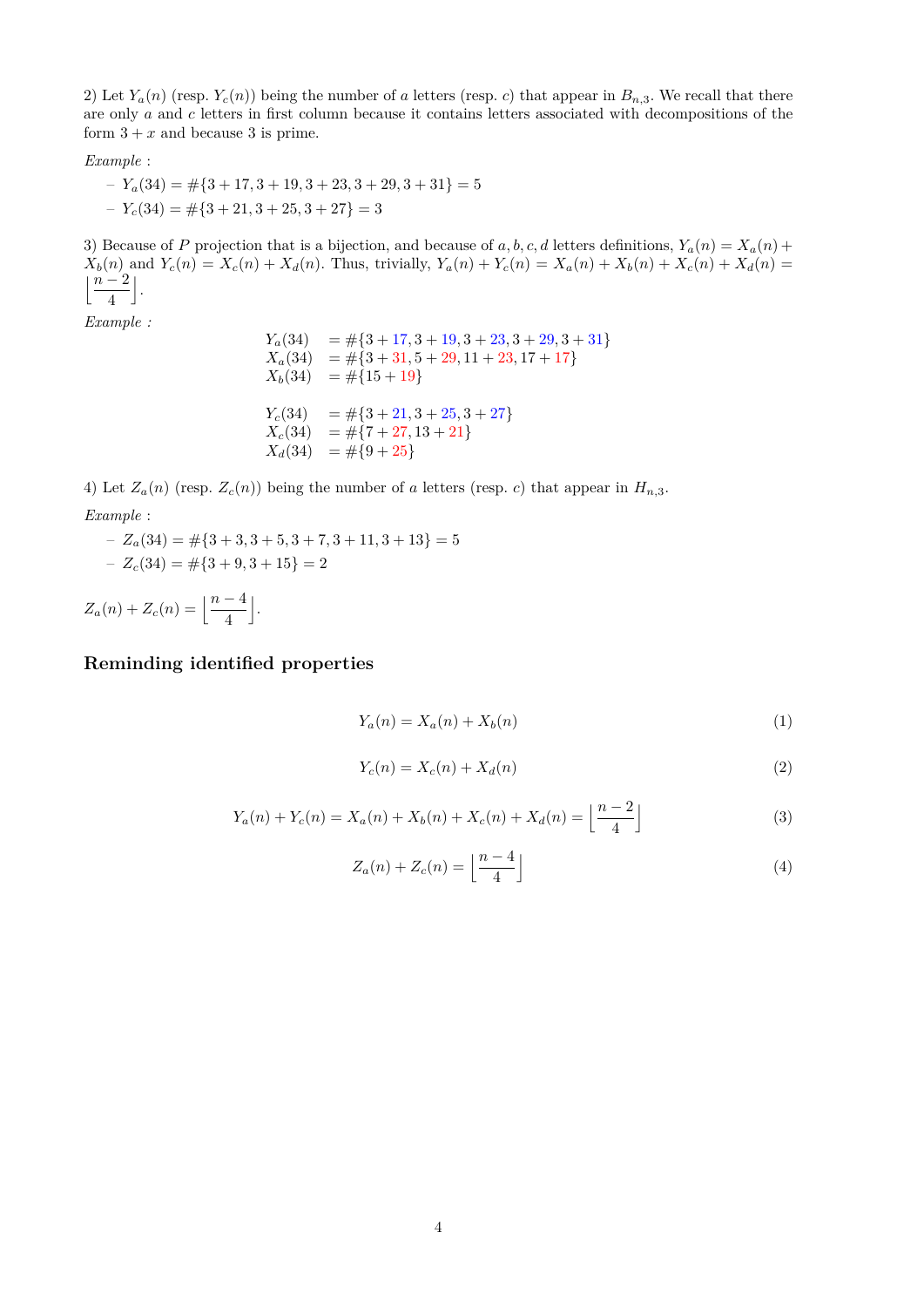2) Let $Y_a(n)$ (resp. $Y_c(n)$) being the number of $a$ letters (resp. $c$) that appear in $B_{n,3}$. We recall that there are only $a$ and $c$ letters in first column because it contains letters associated with decompositions of the form $3 + x$ and because 3 is prime.

*Example* :

- $Y_a(34) = \#\{3+17, 3+19, 3+23, 3+29, 3+31\} = 5$
- $Y_c(34) = \#\{3+21, 3+25, 3+27\} = 3$

3) Because of $P$ projection that is a bijection, and because of $a, b, c, d$ letters definitions, $Y_a(n) = X_a(n) + X_b(n)$ and $Y_c(n) = X_c(n) + X_d(n)$. Thus, trivially, $Y_a(n) + Y_c(n) = X_a(n) + X_b(n) + X_c(n) + X_d(n) = \left\lfloor \dfrac{n-2}{4} \right\rfloor$.

*Example :*

$$
\begin{aligned}
Y_a(34) &= \#\{3+17, 3+19, 3+23, 3+29, 3+31\} \\
X_a(34) &= \#\{3+31, 5+29, 11+23, 17+17\} \\
X_b(34) &= \#\{15+19\} \\
\\
Y_c(34) &= \#\{3+21, 3+25, 3+27\} \\
X_c(34) &= \#\{7+27, 13+21\} \\
X_d(34) &= \#\{9+25\}
\end{aligned}
$$

4) Let $Z_a(n)$ (resp. $Z_c(n)$) being the number of $a$ letters (resp. $c$) that appear in $H_{n,3}$.

*Example* :

- $Z_a(34) = \#\{3+3, 3+5, 3+7, 3+11, 3+13\} = 5$
- $Z_c(34) = \#\{3+9, 3+15\} = 2$

$Z_a(n) + Z_c(n) = \left\lfloor \dfrac{n-4}{4} \right\rfloor$.

## Reminding identified properties

$$Y_a(n) = X_a(n) + X_b(n) \tag{1}$$

$$Y_c(n) = X_c(n) + X_d(n) \tag{2}$$

$$Y_a(n) + Y_c(n) = X_a(n) + X_b(n) + X_c(n) + X_d(n) = \left\lfloor \frac{n-2}{4} \right\rfloor \tag{3}$$

$$Z_a(n) + Z_c(n) = \left\lfloor \frac{n-4}{4} \right\rfloor \tag{4}$$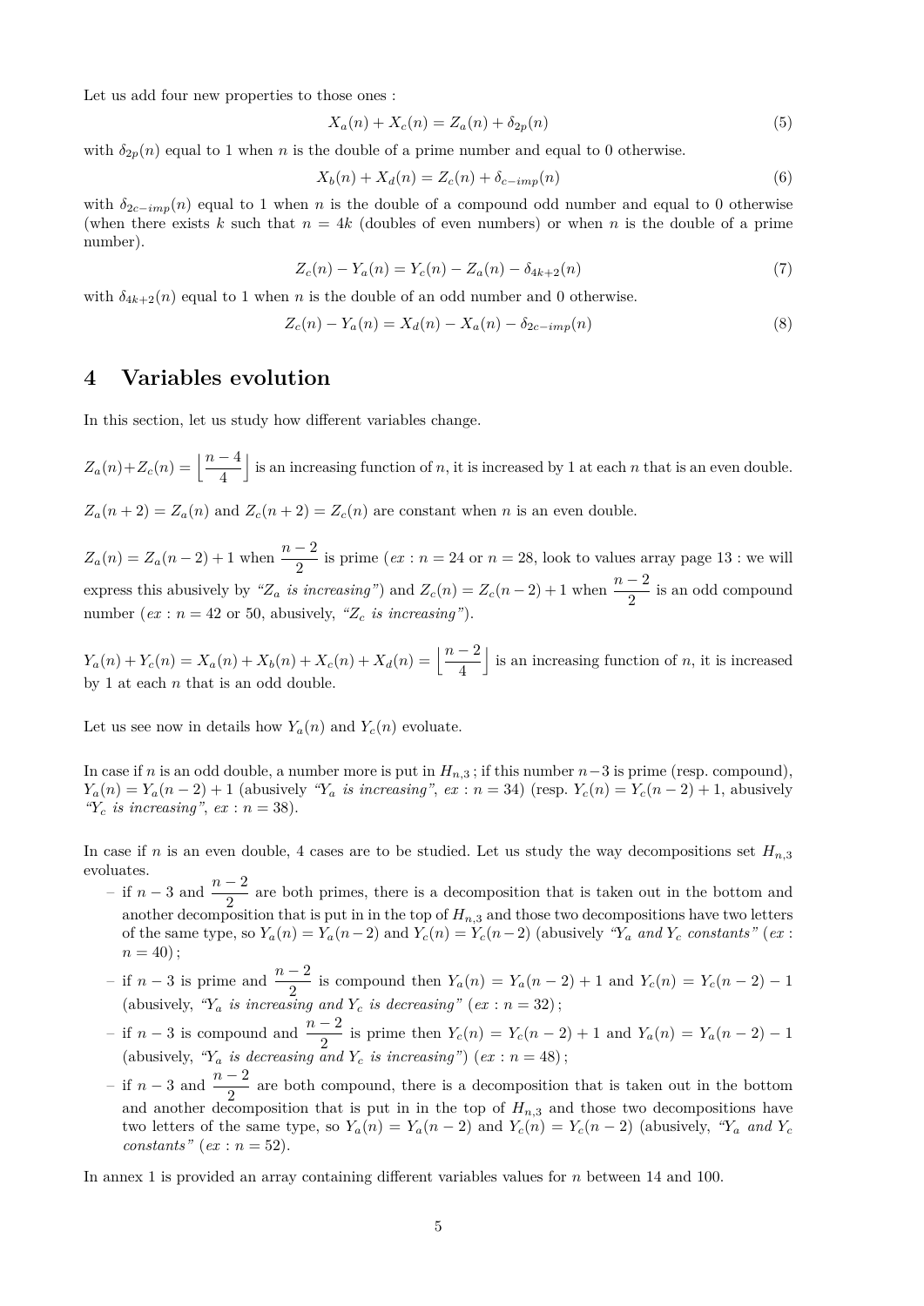Let us add four new properties to those ones :

$$X_a(n) + X_c(n) = Z_a(n) + \delta_{2p}(n) \tag{5}$$

with $\delta_{2p}(n)$ equal to 1 when $n$ is the double of a prime number and equal to 0 otherwise.

$$X_b(n) + X_d(n) = Z_c(n) + \delta_{c-imp}(n) \tag{6}$$

with $\delta_{2c-imp}(n)$ equal to 1 when $n$ is the double of a compound odd number and equal to 0 otherwise (when there exists $k$ such that $n = 4k$ (doubles of even numbers) or when $n$ is the double of a prime number).

$$Z_c(n) - Y_a(n) = Y_c(n) - Z_a(n) - \delta_{4k+2}(n) \tag{7}$$

with $\delta_{4k+2}(n)$ equal to 1 when $n$ is the double of an odd number and 0 otherwise.

$$Z_c(n) - Y_a(n) = X_d(n) - X_a(n) - \delta_{2c-imp}(n) \tag{8}$$

## 4 Variables evolution

In this section, let us study how different variables change.

$Z_a(n)+Z_c(n) = \left\lfloor \dfrac{n-4}{4} \right\rfloor$ is an increasing function of $n$, it is increased by 1 at each $n$ that is an even double.

$Z_a(n+2) = Z_a(n)$ and $Z_c(n+2) = Z_c(n)$ are constant when $n$ is an even double.

$Z_a(n) = Z_a(n-2) + 1$ when $\dfrac{n-2}{2}$ is prime (*ex* : $n = 24$ or $n = 28$, look to values array page 13 : we will express this abusively by *"$Z_a$ is increasing"*) and $Z_c(n) = Z_c(n-2) + 1$ when $\dfrac{n-2}{2}$ is an odd compound number (*ex* : $n = 42$ or 50, abusively, *"$Z_c$ is increasing"*).

$Y_a(n) + Y_c(n) = X_a(n) + X_b(n) + X_c(n) + X_d(n) = \left\lfloor \dfrac{n-2}{4} \right\rfloor$ is an increasing function of $n$, it is increased by 1 at each $n$ that is an odd double.

Let us see now in details how $Y_a(n)$ and $Y_c(n)$ evoluate.

In case if $n$ is an odd double, a number more is put in $H_{n,3}$ ; if this number $n-3$ is prime (resp. compound), $Y_a(n) = Y_a(n-2) + 1$ (abusively *"$Y_a$ is increasing"*, *ex* : $n = 34$) (resp. $Y_c(n) = Y_c(n-2) + 1$, abusively *"$Y_c$ is increasing"*, *ex* : $n = 38$).

In case if $n$ is an even double, 4 cases are to be studied. Let us study the way decompositions set $H_{n,3}$ evoluates.

- if $n-3$ and $\dfrac{n-2}{2}$ are both primes, there is a decomposition that is taken out in the bottom and another decomposition that is put in in the top of $H_{n,3}$ and those two decompositions have two letters of the same type, so $Y_a(n) = Y_a(n-2)$ and $Y_c(n) = Y_c(n-2)$ (abusively *"$Y_a$ and $Y_c$ constants"* (*ex* : $n = 40$) ;
- if $n-3$ is prime and $\dfrac{n-2}{2}$ is compound then $Y_a(n) = Y_a(n-2) + 1$ and $Y_c(n) = Y_c(n-2) - 1$ (abusively, *"$Y_a$ is increasing and $Y_c$ is decreasing"* (*ex* : $n = 32$) ;
- if $n-3$ is compound and $\dfrac{n-2}{2}$ is prime then $Y_c(n) = Y_c(n-2) + 1$ and $Y_a(n) = Y_a(n-2) - 1$ (abusively, *"$Y_a$ is decreasing and $Y_c$ is increasing"*) (*ex* : $n = 48$) ;
- if $n-3$ and $\dfrac{n-2}{2}$ are both compound, there is a decomposition that is taken out in the bottom and another decomposition that is put in in the top of $H_{n,3}$ and those two decompositions have two letters of the same type, so $Y_a(n) = Y_a(n-2)$ and $Y_c(n) = Y_c(n-2)$ (abusively, *"$Y_a$ and $Y_c$ constants"* (*ex* : $n = 52$).

In annex 1 is provided an array containing different variables values for $n$ between 14 and 100.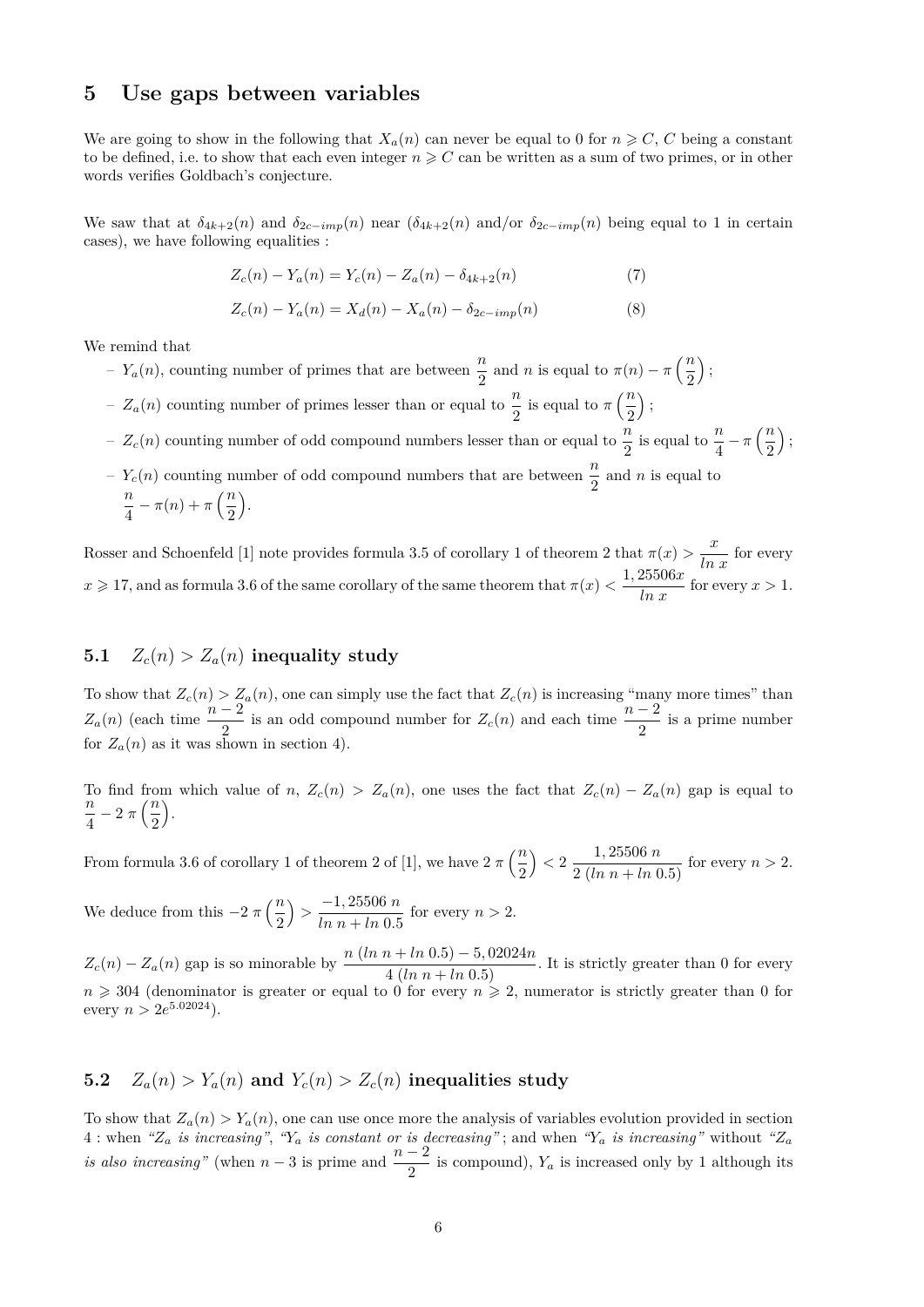## 5 Use gaps between variables

We are going to show in the following that $X_a(n)$ can never be equal to 0 for $n \geqslant C$, $C$ being a constant to be defined, i.e. to show that each even integer $n \geqslant C$ can be written as a sum of two primes, or in other words verifies Goldbach's conjecture.

We saw that at $\delta_{4k+2}(n)$ and $\delta_{2c-imp}(n)$ near ($\delta_{4k+2}(n)$ and/or $\delta_{2c-imp}(n)$ being equal to 1 in certain cases), we have following equalities :

$$Z_c(n) - Y_a(n) = Y_c(n) - Z_a(n) - \delta_{4k+2}(n) \quad (7)$$

$$Z_c(n) - Y_a(n) = X_d(n) - X_a(n) - \delta_{2c-imp}(n) \quad (8)$$

We remind that

- $Y_a(n)$, counting number of primes that are between $\dfrac{n}{2}$ and $n$ is equal to $\pi(n) - \pi\left(\dfrac{n}{2}\right)$ ;
- $Z_a(n)$ counting number of primes lesser than or equal to $\dfrac{n}{2}$ is equal to $\pi\left(\dfrac{n}{2}\right)$ ;
- $Z_c(n)$ counting number of odd compound numbers lesser than or equal to $\dfrac{n}{2}$ is equal to $\dfrac{n}{4} - \pi\left(\dfrac{n}{2}\right)$ ;
- $Y_c(n)$ counting number of odd compound numbers that are between $\dfrac{n}{2}$ and $n$ is equal to $\dfrac{n}{4} - \pi(n) + \pi\left(\dfrac{n}{2}\right)$.

Rosser and Schoenfeld [1] note provides formula 3.5 of corollary 1 of theorem 2 that $\pi(x) > \dfrac{x}{ln\ x}$ for every $x \geqslant 17$, and as formula 3.6 of the same corollary of the same theorem that $\pi(x) < \dfrac{1,25506x}{ln\ x}$ for every $x > 1$.

### 5.1 $Z_c(n) > Z_a(n)$ inequality study

To show that $Z_c(n) > Z_a(n)$, one can simply use the fact that $Z_c(n)$ is increasing "many more times" than $Z_a(n)$ (each time $\dfrac{n-2}{2}$ is an odd compound number for $Z_c(n)$ and each time $\dfrac{n-2}{2}$ is a prime number for $Z_a(n)$ as it was shown in section 4).

To find from which value of $n$, $Z_c(n) > Z_a(n)$, one uses the fact that $Z_c(n) - Z_a(n)$ gap is equal to $\dfrac{n}{4} - 2\,\pi\left(\dfrac{n}{2}\right)$.

From formula 3.6 of corollary 1 of theorem 2 of [1], we have $2\,\pi\left(\dfrac{n}{2}\right) < 2\,\dfrac{1,25506\ n}{2\ (ln\ n + ln\ 0.5)}$ for every $n > 2$.

We deduce from this $-2\,\pi\left(\dfrac{n}{2}\right) > \dfrac{-1,25506\ n}{ln\ n + ln\ 0.5}$ for every $n > 2$.

$Z_c(n) - Z_a(n)$ gap is so minorable by $\dfrac{n\ (ln\ n + ln\ 0.5) - 5,02024n}{4\ (ln\ n + ln\ 0.5)}$. It is strictly greater than 0 for every $n \geqslant 304$ (denominator is greater or equal to 0 for every $n \geqslant 2$, numerator is strictly greater than 0 for every $n > 2e^{5.02024}$).

### 5.2 $Z_a(n) > Y_a(n)$ and $Y_c(n) > Z_c(n)$ inequalities study

To show that $Z_a(n) > Y_a(n)$, one can use once more the analysis of variables evolution provided in section 4 : when *"$Z_a$ is increasing"*, *"$Y_a$ is constant or is decreasing"*; and when *"$Y_a$ is increasing"* without *"$Z_a$ is also increasing"* (when $n-3$ is prime and $\dfrac{n-2}{2}$ is compound), $Y_a$ is increased only by 1 although its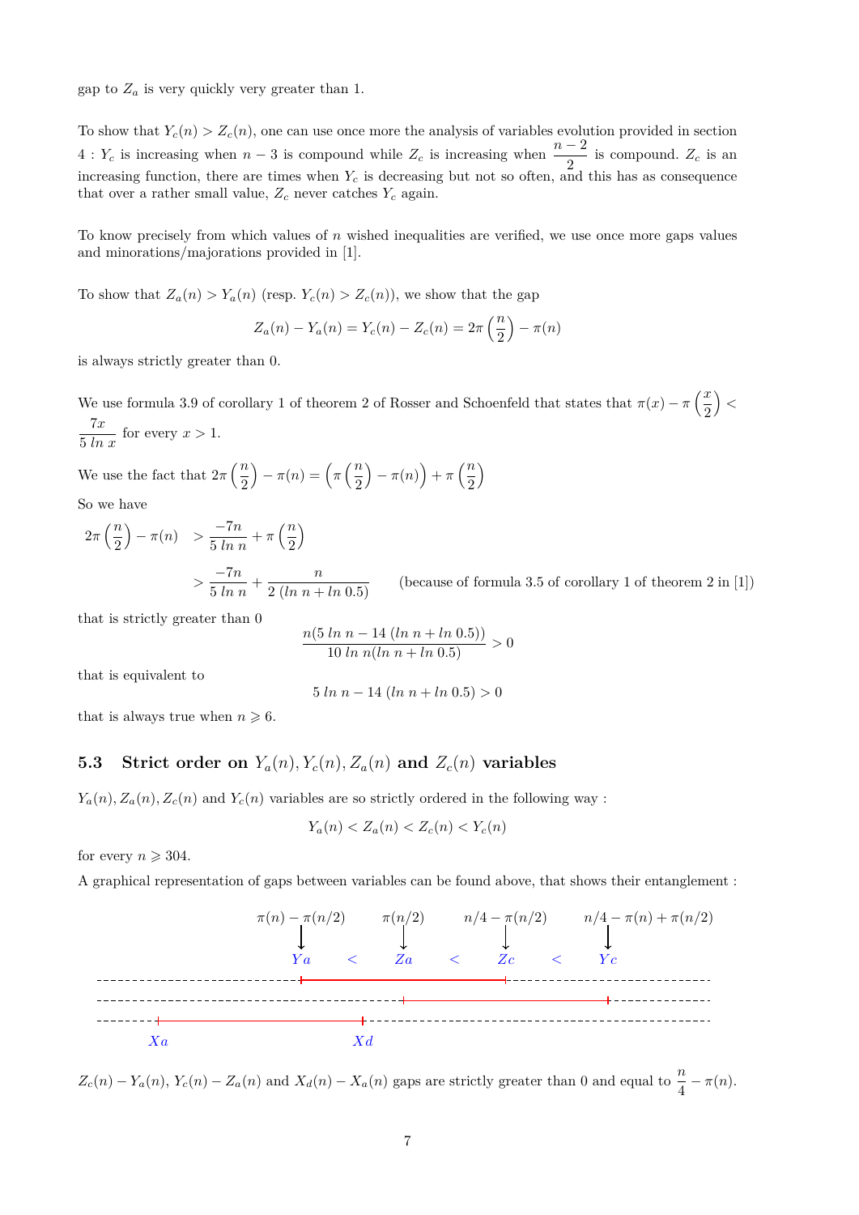gap to $Z_a$ is very quickly very greater than 1.

To show that $Y_c(n) > Z_c(n)$, one can use once more the analysis of variables evolution provided in section 4 : $Y_c$ is increasing when $n-3$ is compound while $Z_c$ is increasing when $\dfrac{n-2}{2}$ is compound. $Z_c$ is an increasing function, there are times when $Y_c$ is decreasing but not so often, and this has as consequence that over a rather small value, $Z_c$ never catches $Y_c$ again.

To know precisely from which values of $n$ wished inequalities are verified, we use once more gaps values and minorations/majorations provided in [1].

To show that $Z_a(n) > Y_a(n)$ (resp. $Y_c(n) > Z_c(n)$), we show that the gap

$$Z_a(n) - Y_a(n) = Y_c(n) - Z_c(n) = 2\pi\left(\frac{n}{2}\right) - \pi(n)$$

is always strictly greater than 0.

We use formula 3.9 of corollary 1 of theorem 2 of Rosser and Schoenfeld that states that $\pi(x) - \pi\left(\dfrac{x}{2}\right) < \dfrac{7x}{5\ ln\ x}$ for every $x > 1$.

We use the fact that $2\pi\left(\dfrac{n}{2}\right) - \pi(n) = \left(\pi\left(\dfrac{n}{2}\right) - \pi(n)\right) + \pi\left(\dfrac{n}{2}\right)$

So we have

$$\begin{aligned} 2\pi\left(\frac{n}{2}\right) - \pi(n) &> \frac{-7n}{5\ ln\ n} + \pi\left(\frac{n}{2}\right) \\ &> \frac{-7n}{5\ ln\ n} + \frac{n}{2\ (ln\ n + ln\ 0.5)} \qquad \text{(because of formula 3.5 of corollary 1 of theorem 2 in [1])} \end{aligned}$$

that is strictly greater than 0

$$\frac{n(5\ ln\ n - 14\ (ln\ n + ln\ 0.5))}{10\ ln\ n(ln\ n + ln\ 0.5)} > 0$$

that is equivalent to

$$5\ ln\ n - 14\ (ln\ n + ln\ 0.5) > 0$$

that is always true when $n \geqslant 6$.

### 5.3 Strict order on $Y_a(n), Y_c(n), Z_a(n)$ and $Z_c(n)$ variables

$Y_a(n), Z_a(n), Z_c(n)$ and $Y_c(n)$ variables are so strictly ordered in the following way :

$$Y_a(n) < Z_a(n) < Z_c(n) < Y_c(n)$$

for every $n \geqslant 304$.

A graphical representation of gaps between variables can be found above, that shows their entanglement :

$\pi(n) - \pi(n/2)$ → $Ya$ $<$ $\pi(n/2)$ → $Za$ $<$ $n/4 - \pi(n/2)$ → $Zc$ $<$ $n/4 - \pi(n) + \pi(n/2)$ → $Yc$

$Xa$ $\qquad$ $Xd$

$Z_c(n) - Y_a(n)$, $Y_c(n) - Z_a(n)$ and $X_d(n) - X_a(n)$ gaps are strictly greater than 0 and equal to $\dfrac{n}{4} - \pi(n)$.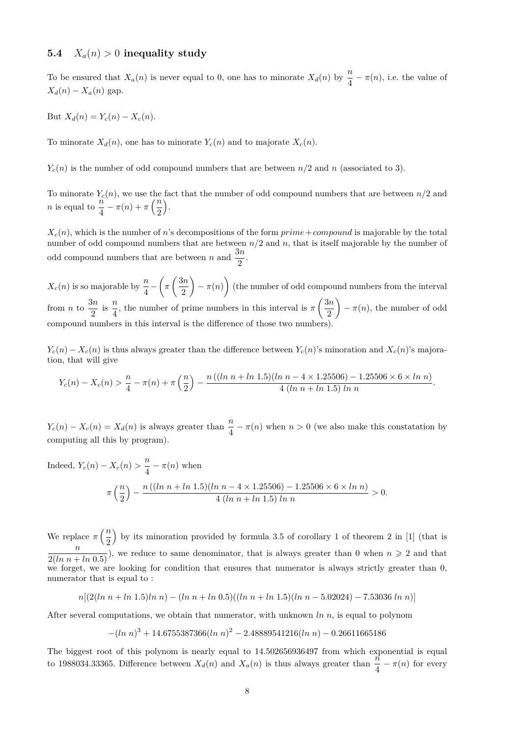### 5.4 $X_a(n) > 0$ inequality study

To be ensured that $X_a(n)$ is never equal to 0, one has to minorate $X_d(n)$ by $\dfrac{n}{4} - \pi(n)$, i.e. the value of $X_d(n) - X_a(n)$ gap.

But $X_d(n) = Y_c(n) - X_c(n)$.

To minorate $X_d(n)$, one has to minorate $Y_c(n)$ and to majorate $X_c(n)$.

$Y_c(n)$ is the number of odd compound numbers that are between $n/2$ and $n$ (associated to 3).

To minorate $Y_c(n)$, we use the fact that the number of odd compound numbers that are between $n/2$ and $n$ is equal to $\dfrac{n}{4} - \pi(n) + \pi\left(\dfrac{n}{2}\right)$.

$X_c(n)$, which is the number of $n$'s decompositions of the form *prime+compound* is majorable by the total number of odd compound numbers that are between $n/2$ and $n$, that is itself majorable by the number of odd compound numbers that are between $n$ and $\dfrac{3n}{2}$.

$X_c(n)$ is so majorable by $\dfrac{n}{4} - \left(\pi\left(\dfrac{3n}{2}\right) - \pi(n)\right)$ (the number of odd compound numbers from the interval from $n$ to $\dfrac{3n}{2}$ is $\dfrac{n}{4}$, the number of prime numbers in this interval is $\pi\left(\dfrac{3n}{2}\right) - \pi(n)$, the number of odd compound numbers in this interval is the difference of those two numbers).

$Y_c(n) - X_c(n)$ is thus always greater than the difference between $Y_c(n)$'s minoration and $X_c(n)$'s majoration, that will give

$$Y_c(n) - X_c(n) > \frac{n}{4} - \pi(n) + \pi\left(\frac{n}{2}\right) - \frac{n\,((ln\ n + ln\ 1.5)(ln\ n - 4 \times 1.25506) - 1.25506 \times 6 \times ln\ n)}{4\ (ln\ n + ln\ 1.5)\ ln\ n}.$$

$Y_c(n) - X_c(n) = X_d(n)$ is always greater than $\dfrac{n}{4} - \pi(n)$ when $n > 0$ (we also make this constatation by computing all this by program).

Indeed, $Y_c(n) - X_c(n) > \dfrac{n}{4} - \pi(n)$ when

$$\pi\left(\frac{n}{2}\right) - \frac{n\,((ln\ n + ln\ 1.5)(ln\ n - 4 \times 1.25506) - 1.25506 \times 6 \times ln\ n)}{4\ (ln\ n + ln\ 1.5)\ ln\ n} > 0.$$

We replace $\pi\left(\dfrac{n}{2}\right)$ by its minoration provided by formula 3.5 of corollary 1 of theorem 2 in [1] (that is $\dfrac{n}{2(ln\ n + ln\ 0.5)}$), we reduce to same denominator, that is always greater than 0 when $n \geqslant 2$ and that we forget, we are looking for condition that ensures that numerator is always strictly greater than 0, numerator that is equal to :

$$n[(2(ln\ n + ln\ 1.5)ln\ n) - (ln\ n + ln\ 0.5)((ln\ n + ln\ 1.5)(ln\ n - 5.02024) - 7.53036\ ln\ n)]$$

After several computations, we obtain that numerator, with unknown $ln\ n$, is equal to polynom

$$-(ln\ n)^3 + 14.6755387366(ln\ n)^2 - 2.48889541216(ln\ n) - 0.26611665186$$

The biggest root of this polynom is nearly equal to 14.502656936497 from which exponential is equal to 1988034.33365. Difference between $X_d(n)$ and $X_a(n)$ is thus always greater than $\dfrac{n}{4} - \pi(n)$ for every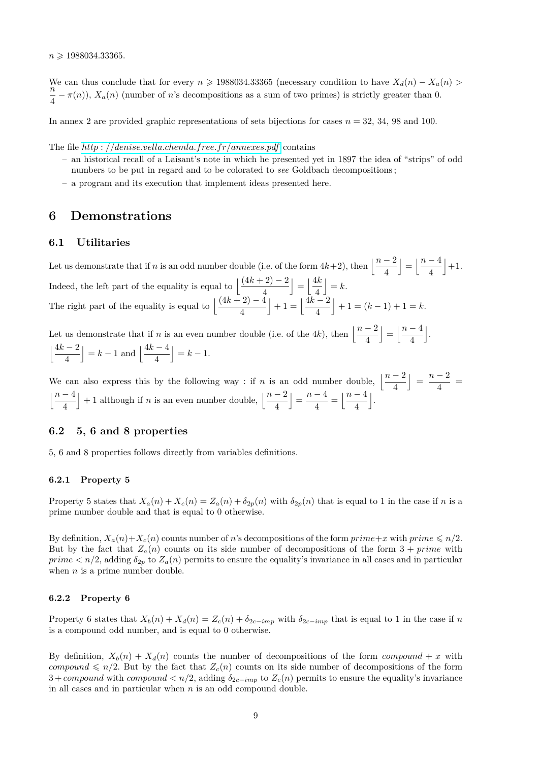$n \geqslant 1988034.33365$.

We can thus conclude that for every $n \geqslant 1988034.33365$ (necessary condition to have $X_d(n) - X_a(n) > \dfrac{n}{4} - \pi(n)$), $X_a(n)$ (number of $n$'s decompositions as a sum of two primes) is strictly greater than 0.

In annex 2 are provided graphic representations of sets bijections for cases $n = 32$, 34, 98 and 100.

The file *http://denise.vella.chemla.free.fr/annexes.pdf* contains

- an historical recall of a Laisant's note in which he presented yet in 1897 the idea of "strips" of odd numbers to be put in regard and to be colorated to *see* Goldbach decompositions;
- a program and its execution that implement ideas presented here.

# 6 Demonstrations

## 6.1 Utilitaries

Let us demonstrate that if $n$ is an odd number double (i.e. of the form $4k+2$), then $\left\lfloor \dfrac{n-2}{4} \right\rfloor = \left\lfloor \dfrac{n-4}{4} \right\rfloor + 1$.

Indeed, the left part of the equality is equal to $\left\lfloor \dfrac{(4k+2)-2}{4} \right\rfloor = \left\lfloor \dfrac{4k}{4} \right\rfloor = k$.

The right part of the equality is equal to $\left\lfloor \dfrac{(4k+2)-4}{4} \right\rfloor + 1 = \left\lfloor \dfrac{4k-2}{4} \right\rfloor + 1 = (k-1)+1 = k$.

Let us demonstrate that if $n$ is an even number double (i.e. of the $4k$), then $\left\lfloor \dfrac{n-2}{4} \right\rfloor = \left\lfloor \dfrac{n-4}{4} \right\rfloor$.

$\left\lfloor \dfrac{4k-2}{4} \right\rfloor = k-1$ and $\left\lfloor \dfrac{4k-4}{4} \right\rfloor = k-1$.

We can also express this by the following way : if $n$ is an odd number double, $\left\lfloor \dfrac{n-2}{4} \right\rfloor = \dfrac{n-2}{4} = \left\lfloor \dfrac{n-4}{4} \right\rfloor + 1$ although if $n$ is an even number double, $\left\lfloor \dfrac{n-2}{4} \right\rfloor = \dfrac{n-4}{4} = \left\lfloor \dfrac{n-4}{4} \right\rfloor$.

## 6.2 5, 6 and 8 properties

5, 6 and 8 properties follows directly from variables definitions.

### 6.2.1 Property 5

Property 5 states that $X_a(n) + X_c(n) = Z_a(n) + \delta_{2p}(n)$ with $\delta_{2p}(n)$ that is equal to 1 in the case if $n$ is a prime number double and that is equal to 0 otherwise.

By definition, $X_a(n)+X_c(n)$ counts number of $n$'s decompositions of the form $prime+x$ with $prime \leqslant n/2$. But by the fact that $Z_a(n)$ counts on its side number of decompositions of the form $3 + prime$ with $prime < n/2$, adding $\delta_{2p}$ to $Z_a(n)$ permits to ensure the equality's invariance in all cases and in particular when $n$ is a prime number double.

### 6.2.2 Property 6

Property 6 states that $X_b(n) + X_d(n) = Z_c(n) + \delta_{2c-imp}$ with $\delta_{2c-imp}$ that is equal to 1 in the case if $n$ is a compound odd number, and is equal to 0 otherwise.

By definition, $X_b(n) + X_d(n)$ counts the number of decompositions of the form $compound + x$ with $compound \leqslant n/2$. But by the fact that $Z_c(n)$ counts on its side number of decompositions of the form $3 + compound$ with $compound < n/2$, adding $\delta_{2c-imp}$ to $Z_c(n)$ permits to ensure the equality's invariance in all cases and in particular when $n$ is an odd compound double.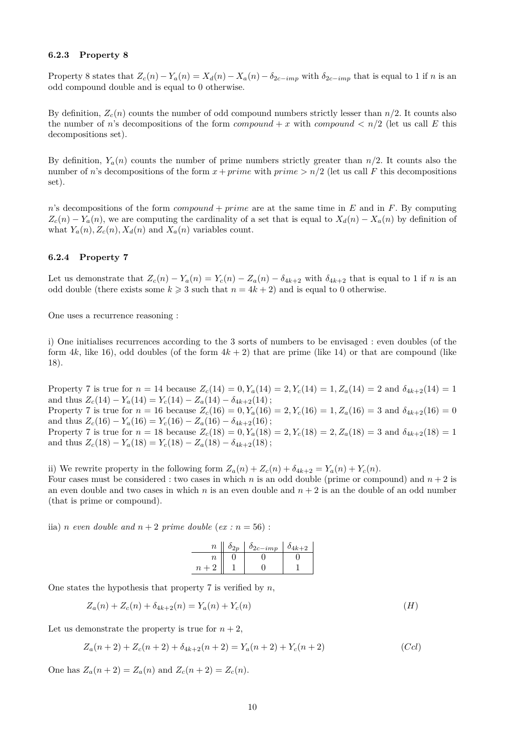### 6.2.3 Property 8

Property 8 states that $Z_c(n) - Y_a(n) = X_d(n) - X_a(n) - \delta_{2c-imp}$ with $\delta_{2c-imp}$ that is equal to 1 if $n$ is an odd compound double and is equal to 0 otherwise.

By definition, $Z_c(n)$ counts the number of odd compound numbers strictly lesser than $n/2$. It counts also the number of $n$'s decompositions of the form *compound* $+ x$ with *compound* $< n/2$ (let us call $E$ this decompositions set).

By definition, $Y_a(n)$ counts the number of prime numbers strictly greater than $n/2$. It counts also the number of $n$'s decompositions of the form $x +$ *prime* with *prime* $> n/2$ (let us call $F$ this decompositions set).

$n$'s decompositions of the form *compound* $+$ *prime* are at the same time in $E$ and in $F$. By computing $Z_c(n) - Y_a(n)$, we are computing the cardinality of a set that is equal to $X_d(n) - X_a(n)$ by definition of what $Y_a(n), Z_c(n), X_d(n)$ and $X_a(n)$ variables count.

### 6.2.4 Property 7

Let us demonstrate that $Z_c(n) - Y_a(n) = Y_c(n) - Z_a(n) - \delta_{4k+2}$ with $\delta_{4k+2}$ that is equal to 1 if $n$ is an odd double (there exists some $k \geqslant 3$ such that $n = 4k+2$) and is equal to 0 otherwise.

One uses a recurrence reasoning :

i) One initialises recurrences according to the 3 sorts of numbers to be envisaged : even doubles (of the form $4k$, like 16), odd doubles (of the form $4k+2$) that are prime (like 14) or that are compound (like 18).

Property 7 is true for $n = 14$ because $Z_c(14) = 0, Y_a(14) = 2, Y_c(14) = 1, Z_a(14) = 2$ and $\delta_{4k+2}(14) = 1$ and thus $Z_c(14) - Y_a(14) = Y_c(14) - Z_a(14) - \delta_{4k+2}(14)$ ;
Property 7 is true for $n = 16$ because $Z_c(16) = 0, Y_a(16) = 2, Y_c(16) = 1, Z_a(16) = 3$ and $\delta_{4k+2}(16) = 0$ and thus $Z_c(16) - Y_a(16) = Y_c(16) - Z_a(16) - \delta_{4k+2}(16)$ ;
Property 7 is true for $n = 18$ because $Z_c(18) = 0, Y_a(18) = 2, Y_c(18) = 2, Z_a(18) = 3$ and $\delta_{4k+2}(18) = 1$ and thus $Z_c(18) - Y_a(18) = Y_c(18) - Z_a(18) - \delta_{4k+2}(18)$ ;

ii) We rewrite property in the following form $Z_a(n) + Z_c(n) + \delta_{4k+2} = Y_a(n) + Y_c(n)$.
Four cases must be considered : two cases in which $n$ is an odd double (prime or compound) and $n+2$ is an even double and two cases in which $n$ is an even double and $n+2$ is an the double of an odd number (that is prime or compound).

iia) *n even double and n + 2 prime double (ex : n = 56)* :

| $n$ | $\delta_{2p}$ | $\delta_{2c-imp}$ | $\delta_{4k+2}$ |
|---|---|---|---|
| $n$ | 0 | 0 | 0 |
| $n+2$ | 1 | 0 | 1 |

One states the hypothesis that property 7 is verified by $n$,

$$Z_a(n) + Z_c(n) + \delta_{4k+2}(n) = Y_a(n) + Y_c(n) \qquad (H)$$

Let us demonstrate the property is true for $n+2$,

$$Z_a(n+2) + Z_c(n+2) + \delta_{4k+2}(n+2) = Y_a(n+2) + Y_c(n+2) \qquad (Ccl)$$

One has $Z_a(n+2) = Z_a(n)$ and $Z_c(n+2) = Z_c(n)$.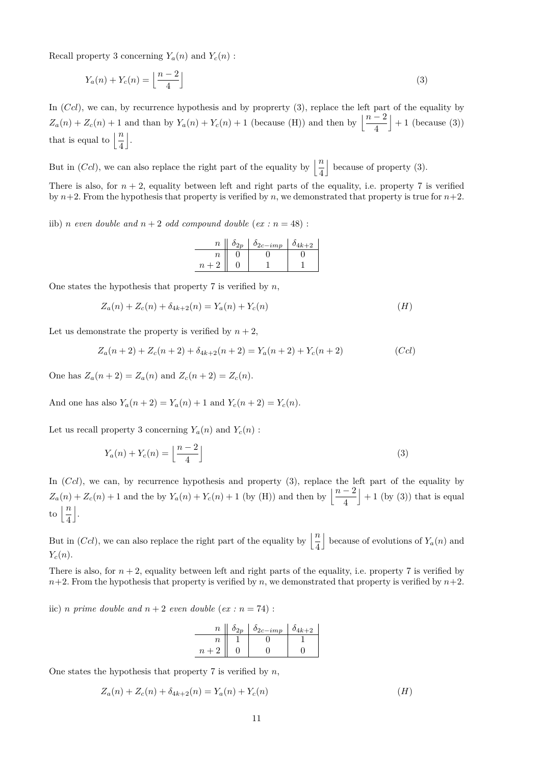Recall property 3 concerning $Y_a(n)$ and $Y_c(n)$ :

$$Y_a(n) + Y_c(n) = \left\lfloor \frac{n-2}{4} \right\rfloor \tag{3}$$

In $(Ccl)$, we can, by recurrence hypothesis and by proprerty (3), replace the left part of the equality by $Z_a(n) + Z_c(n) + 1$ and than by $Y_a(n) + Y_c(n) + 1$ (because (H)) and then by $\left\lfloor \frac{n-2}{4} \right\rfloor + 1$ (because (3)) that is equal to $\left\lfloor \frac{n}{4} \right\rfloor$.

But in $(Ccl)$, we can also replace the right part of the equality by $\left\lfloor \frac{n}{4} \right\rfloor$ because of property (3).

There is also, for $n+2$, equality between left and right parts of the equality, i.e. property 7 is verified by $n+2$. From the hypothesis that property is verified by $n$, we demonstrated that property is true for $n+2$.

iib) *n even double and $n+2$ odd compound double (ex : $n = 48$)* :

| $n$ | $\delta_{2p}$ | $\delta_{2c-imp}$ | $\delta_{4k+2}$ |
|---|---|---|---|
| $n$ | 0 | 0 | 0 |
| $n+2$ | 0 | 1 | 1 |

One states the hypothesis that property 7 is verified by $n$,

$$Z_a(n) + Z_c(n) + \delta_{4k+2}(n) = Y_a(n) + Y_c(n) \tag{$H$}$$

Let us demonstrate the property is verified by $n+2$,

$$Z_a(n+2) + Z_c(n+2) + \delta_{4k+2}(n+2) = Y_a(n+2) + Y_c(n+2) \tag{$Ccl$}$$

One has $Z_a(n+2) = Z_a(n)$ and $Z_c(n+2) = Z_c(n)$.

And one has also $Y_a(n+2) = Y_a(n) + 1$ and $Y_c(n+2) = Y_c(n)$.

Let us recall property 3 concerning $Y_a(n)$ and $Y_c(n)$ :

$$Y_a(n) + Y_c(n) = \left\lfloor \frac{n-2}{4} \right\rfloor \tag{3}$$

In $(Ccl)$, we can, by recurrence hypothesis and property (3), replace the left part of the equality by $Z_a(n) + Z_c(n) + 1$ and the by $Y_a(n) + Y_c(n) + 1$ (by (H)) and then by $\left\lfloor \frac{n-2}{4} \right\rfloor + 1$ (by (3)) that is equal to $\left\lfloor \frac{n}{4} \right\rfloor$.

But in $(Ccl)$, we can also replace the right part of the equality by $\left\lfloor \frac{n}{4} \right\rfloor$ because of evolutions of $Y_a(n)$ and $Y_c(n)$.

There is also, for $n+2$, equality between left and right parts of the equality, i.e. property 7 is verified by $n+2$. From the hypothesis that property is verified by $n$, we demonstrated that property is verified by $n+2$.

iic) *n prime double and $n+2$ even double (ex : $n = 74$)* :

| $n$ | $\delta_{2p}$ | $\delta_{2c-imp}$ | $\delta_{4k+2}$ |
|---|---|---|---|
| $n$ | 1 | 0 | 1 |
| $n+2$ | 0 | 0 | 0 |

One states the hypothesis that property 7 is verified by $n$,

$$Z_a(n) + Z_c(n) + \delta_{4k+2}(n) = Y_a(n) + Y_c(n) \tag{$H$}$$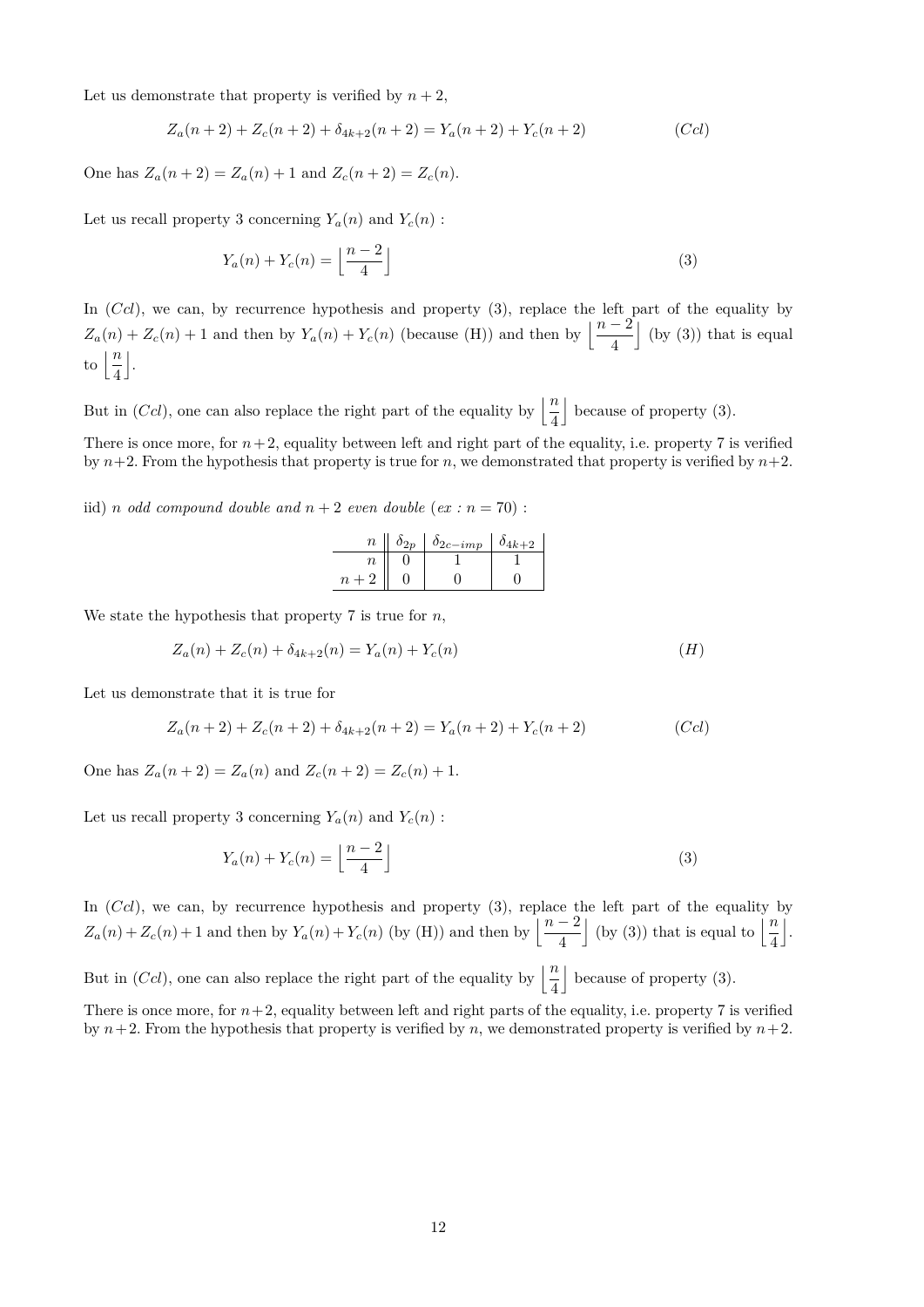Let us demonstrate that property is verified by $n+2$,

$$Z_a(n+2) + Z_c(n+2) + \delta_{4k+2}(n+2) = Y_a(n+2) + Y_c(n+2) \qquad (Ccl)$$

One has $Z_a(n+2) = Z_a(n) + 1$ and $Z_c(n+2) = Z_c(n)$.

Let us recall property 3 concerning $Y_a(n)$ and $Y_c(n)$ :

$$Y_a(n) + Y_c(n) = \left\lfloor \frac{n-2}{4} \right\rfloor \qquad (3)$$

In $(Ccl)$, we can, by recurrence hypothesis and property (3), replace the left part of the equality by $Z_a(n) + Z_c(n) + 1$ and then by $Y_a(n) + Y_c(n)$ (because (H)) and then by $\left\lfloor \frac{n-2}{4} \right\rfloor$ (by (3)) that is equal to $\left\lfloor \frac{n}{4} \right\rfloor$.

But in $(Ccl)$, one can also replace the right part of the equality by $\left\lfloor \frac{n}{4} \right\rfloor$ because of property (3).

There is once more, for $n+2$, equality between left and right part of the equality, i.e. property 7 is verified by $n+2$. From the hypothesis that property is true for $n$, we demonstrated that property is verified by $n+2$.

iid) *$n$ odd compound double and $n+2$ even double* (*ex* : $n = 70$) :

| $n$ | $\delta_{2p}$ | $\delta_{2c-imp}$ | $\delta_{4k+2}$ |
|---|---|---|---|
| $n$ | 0 | 1 | 1 |
| $n+2$ | 0 | 0 | 0 |

We state the hypothesis that property 7 is true for $n$,

$$Z_a(n) + Z_c(n) + \delta_{4k+2}(n) = Y_a(n) + Y_c(n) \qquad (H)$$

Let us demonstrate that it is true for

$$Z_a(n+2) + Z_c(n+2) + \delta_{4k+2}(n+2) = Y_a(n+2) + Y_c(n+2) \qquad (Ccl)$$

One has $Z_a(n+2) = Z_a(n)$ and $Z_c(n+2) = Z_c(n) + 1$.

Let us recall property 3 concerning $Y_a(n)$ and $Y_c(n)$ :

$$Y_a(n) + Y_c(n) = \left\lfloor \frac{n-2}{4} \right\rfloor \qquad (3)$$

In $(Ccl)$, we can, by recurrence hypothesis and property (3), replace the left part of the equality by $Z_a(n) + Z_c(n) + 1$ and then by $Y_a(n) + Y_c(n)$ (by (H)) and then by $\left\lfloor \frac{n-2}{4} \right\rfloor$ (by (3)) that is equal to $\left\lfloor \frac{n}{4} \right\rfloor$.

But in $(Ccl)$, one can also replace the right part of the equality by $\left\lfloor \frac{n}{4} \right\rfloor$ because of property (3).

There is once more, for $n+2$, equality between left and right parts of the equality, i.e. property 7 is verified by $n+2$. From the hypothesis that property is verified by $n$, we demonstrated property is verified by $n+2$.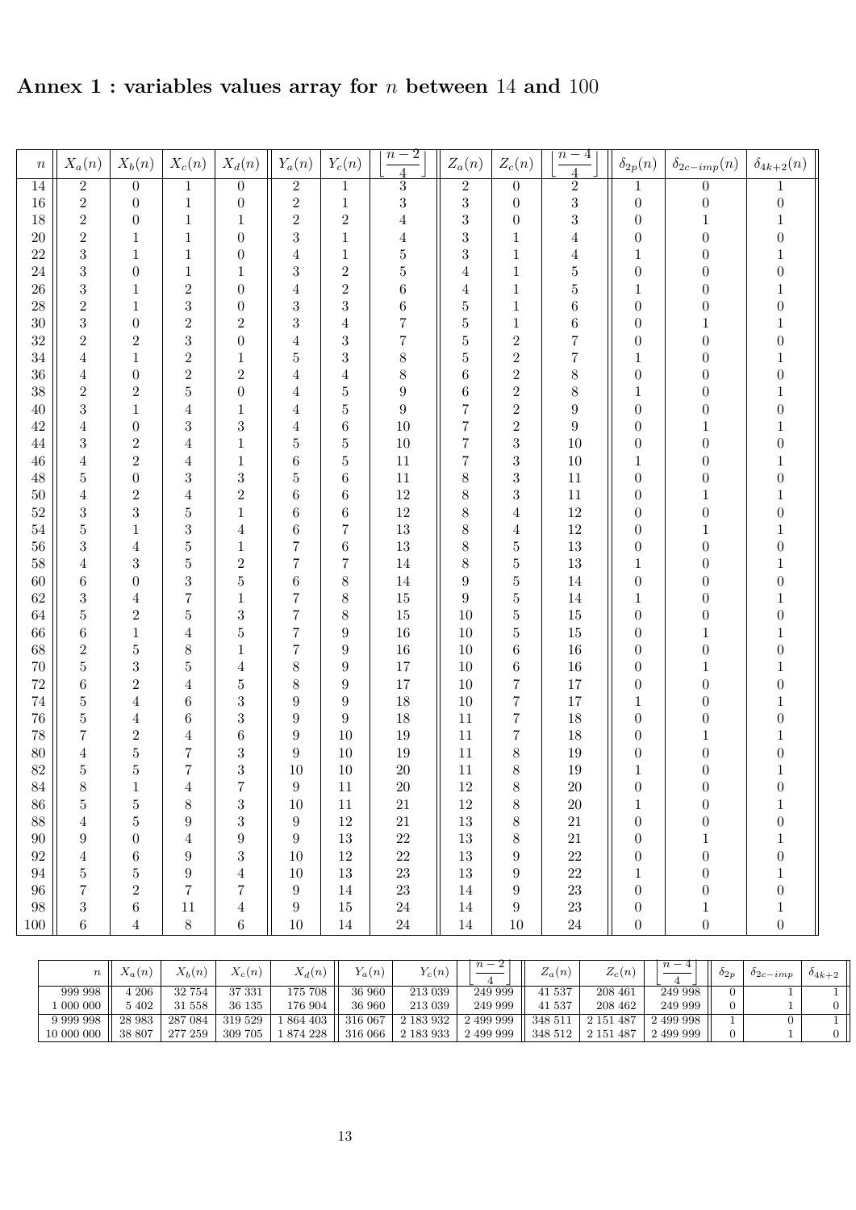## Annex 1 : variables values array for $n$ between 14 and 100

| $n$ | $X_a(n)$ | $X_b(n)$ | $X_c(n)$ | $X_d(n)$ | $Y_a(n)$ | $Y_c(n)$ | $\left\lfloor \frac{n-2}{4} \right\rfloor$ | $Z_a(n)$ | $Z_c(n)$ | $\left\lfloor \frac{n-4}{4} \right\rfloor$ | $\delta_{2p}(n)$ | $\delta_{2c-imp}(n)$ | $\delta_{4k+2}(n)$ |
|---|---|---|---|---|---|---|---|---|---|---|---|---|---|
| 14 | 2 | 0 | 1 | 0 | 2 | 1 | 3 | 2 | 0 | 2 | 1 | 0 | 1 |
| 16 | 2 | 0 | 1 | 0 | 2 | 1 | 3 | 3 | 0 | 3 | 0 | 0 | 0 |
| 18 | 2 | 0 | 1 | 1 | 2 | 2 | 4 | 3 | 0 | 3 | 0 | 1 | 1 |
| 20 | 2 | 1 | 1 | 0 | 3 | 1 | 4 | 3 | 1 | 4 | 0 | 0 | 0 |
| 22 | 3 | 1 | 1 | 0 | 4 | 1 | 5 | 3 | 1 | 4 | 1 | 0 | 1 |
| 24 | 3 | 0 | 1 | 1 | 3 | 2 | 5 | 4 | 1 | 5 | 0 | 0 | 0 |
| 26 | 3 | 1 | 2 | 0 | 4 | 2 | 6 | 4 | 1 | 5 | 1 | 0 | 1 |
| 28 | 2 | 1 | 3 | 0 | 3 | 3 | 6 | 5 | 1 | 6 | 0 | 0 | 0 |
| 30 | 3 | 0 | 2 | 2 | 3 | 4 | 7 | 5 | 1 | 6 | 0 | 1 | 1 |
| 32 | 2 | 2 | 3 | 0 | 4 | 3 | 7 | 5 | 2 | 7 | 0 | 0 | 0 |
| 34 | 4 | 1 | 2 | 1 | 5 | 3 | 8 | 5 | 2 | 7 | 1 | 0 | 1 |
| 36 | 4 | 0 | 2 | 2 | 4 | 4 | 8 | 6 | 2 | 8 | 0 | 0 | 0 |
| 38 | 2 | 2 | 5 | 0 | 4 | 5 | 9 | 6 | 2 | 8 | 1 | 0 | 1 |
| 40 | 3 | 1 | 4 | 1 | 4 | 5 | 9 | 7 | 2 | 9 | 0 | 0 | 0 |
| 42 | 4 | 0 | 3 | 3 | 4 | 6 | 10 | 7 | 2 | 9 | 0 | 1 | 1 |
| 44 | 3 | 2 | 4 | 1 | 5 | 5 | 10 | 7 | 3 | 10 | 0 | 0 | 0 |
| 46 | 4 | 2 | 4 | 1 | 6 | 5 | 11 | 7 | 3 | 10 | 1 | 0 | 1 |
| 48 | 5 | 0 | 3 | 3 | 5 | 6 | 11 | 8 | 3 | 11 | 0 | 0 | 0 |
| 50 | 4 | 2 | 4 | 2 | 6 | 6 | 12 | 8 | 3 | 11 | 0 | 1 | 1 |
| 52 | 3 | 3 | 5 | 1 | 6 | 6 | 12 | 8 | 4 | 12 | 0 | 0 | 0 |
| 54 | 5 | 1 | 3 | 4 | 6 | 7 | 13 | 8 | 4 | 12 | 0 | 1 | 1 |
| 56 | 3 | 4 | 5 | 1 | 7 | 6 | 13 | 8 | 5 | 13 | 0 | 0 | 0 |
| 58 | 4 | 3 | 5 | 2 | 7 | 7 | 14 | 8 | 5 | 13 | 1 | 0 | 1 |
| 60 | 6 | 0 | 3 | 5 | 6 | 8 | 14 | 9 | 5 | 14 | 0 | 0 | 0 |
| 62 | 3 | 4 | 7 | 1 | 7 | 8 | 15 | 9 | 5 | 14 | 1 | 0 | 1 |
| 64 | 5 | 2 | 5 | 3 | 7 | 8 | 15 | 10 | 5 | 15 | 0 | 0 | 0 |
| 66 | 6 | 1 | 4 | 5 | 7 | 9 | 16 | 10 | 5 | 15 | 0 | 1 | 1 |
| 68 | 2 | 5 | 8 | 1 | 7 | 9 | 16 | 10 | 6 | 16 | 0 | 0 | 0 |
| 70 | 5 | 3 | 5 | 4 | 8 | 9 | 17 | 10 | 6 | 16 | 0 | 1 | 1 |
| 72 | 6 | 2 | 4 | 5 | 8 | 9 | 17 | 10 | 7 | 17 | 0 | 0 | 0 |
| 74 | 5 | 4 | 6 | 3 | 9 | 9 | 18 | 10 | 7 | 17 | 1 | 0 | 1 |
| 76 | 5 | 4 | 6 | 3 | 9 | 9 | 18 | 11 | 7 | 18 | 0 | 0 | 0 |
| 78 | 7 | 2 | 4 | 6 | 9 | 10 | 19 | 11 | 7 | 18 | 0 | 1 | 1 |
| 80 | 4 | 5 | 7 | 3 | 9 | 10 | 19 | 11 | 8 | 19 | 0 | 0 | 0 |
| 82 | 5 | 5 | 7 | 3 | 10 | 10 | 20 | 11 | 8 | 19 | 1 | 0 | 1 |
| 84 | 8 | 1 | 4 | 7 | 9 | 11 | 20 | 12 | 8 | 20 | 0 | 0 | 0 |
| 86 | 5 | 5 | 8 | 3 | 10 | 11 | 21 | 12 | 8 | 20 | 1 | 0 | 1 |
| 88 | 4 | 5 | 9 | 3 | 9 | 12 | 21 | 13 | 8 | 21 | 0 | 0 | 0 |
| 90 | 9 | 0 | 4 | 9 | 9 | 13 | 22 | 13 | 8 | 21 | 0 | 1 | 1 |
| 92 | 4 | 6 | 9 | 3 | 10 | 12 | 22 | 13 | 9 | 22 | 0 | 0 | 0 |
| 94 | 5 | 5 | 9 | 4 | 10 | 13 | 23 | 13 | 9 | 22 | 1 | 0 | 1 |
| 96 | 7 | 2 | 7 | 7 | 9 | 14 | 23 | 14 | 9 | 23 | 0 | 0 | 0 |
| 98 | 3 | 6 | 11 | 4 | 9 | 15 | 24 | 14 | 9 | 23 | 0 | 1 | 1 |
| 100 | 6 | 4 | 8 | 6 | 10 | 14 | 24 | 14 | 10 | 24 | 0 | 0 | 0 |

| $n$ | $X_a(n)$ | $X_b(n)$ | $X_c(n)$ | $X_d(n)$ | $Y_a(n)$ | $Y_c(n)$ | $\left\lfloor \frac{n-2}{4} \right\rfloor$ | $Z_a(n)$ | $Z_c(n)$ | $\left\lfloor \frac{n-4}{4} \right\rfloor$ | $\delta_{2p}$ | $\delta_{2c-imp}$ | $\delta_{4k+2}$ |
|---|---|---|---|---|---|---|---|---|---|---|---|---|---|
| 999 998 | 4 206 | 32 754 | 37 331 | 175 708 | 36 960 | 213 039 | 249 999 | 41 537 | 208 461 | 249 998 | 0 | 1 | 1 |
| 1 000 000 | 5 402 | 31 558 | 36 135 | 176 904 | 36 960 | 213 039 | 249 999 | 41 537 | 208 462 | 249 999 | 0 | 1 | 0 |
| 9 999 998 | 28 983 | 287 084 | 319 529 | 1 864 403 | 316 067 | 2 183 932 | 2 499 999 | 348 511 | 2 151 487 | 2 499 998 | 1 | 0 | 1 |
| 10 000 000 | 38 807 | 277 259 | 309 705 | 1 874 228 | 316 066 | 2 183 933 | 2 499 999 | 348 512 | 2 151 487 | 2 499 999 | 0 | 1 | 0 |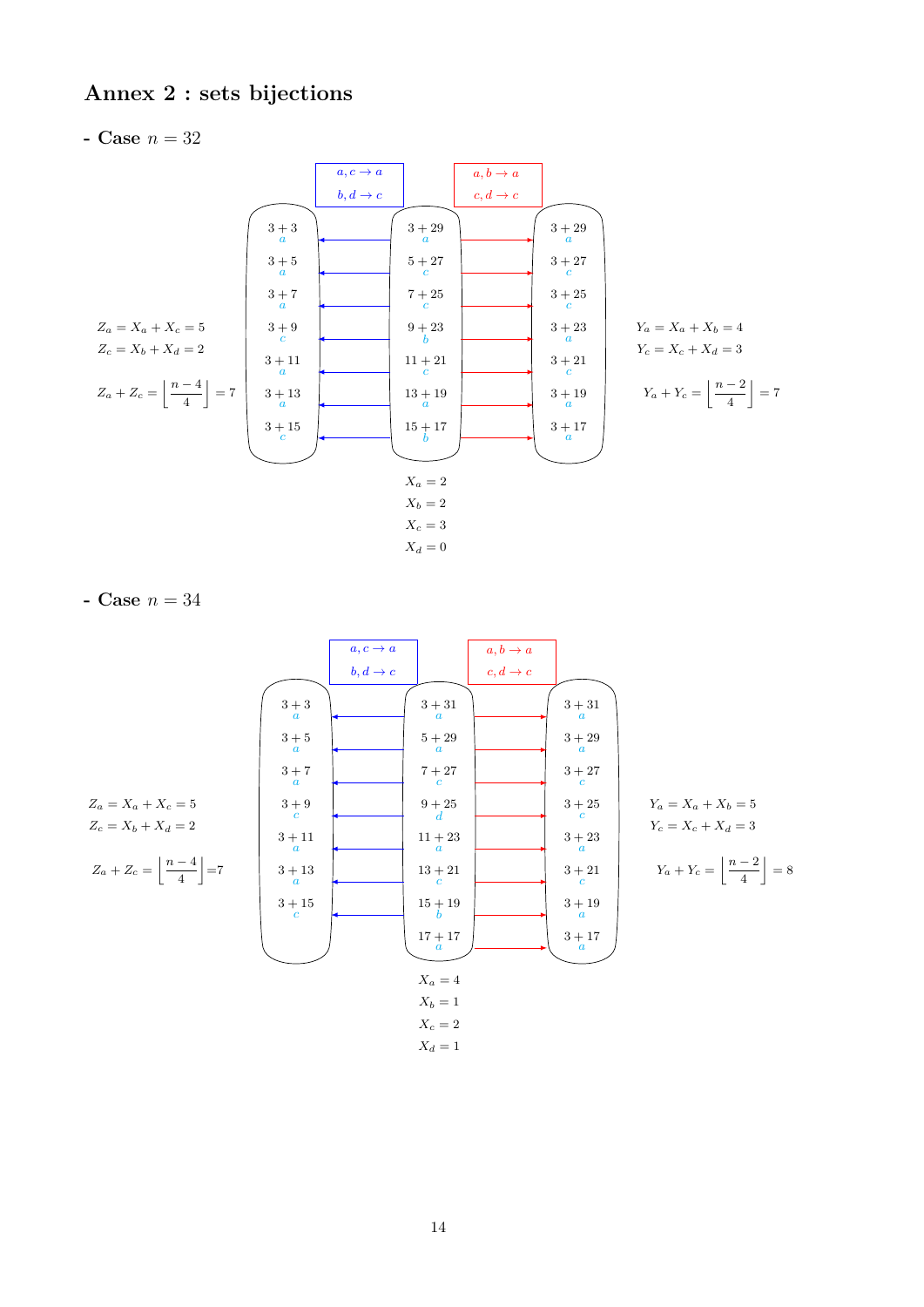## Annex 2 : sets bijections

**- Case** $n = 32$

Blue mapping: $a, c \to a$; $b, d \to c$

Red mapping: $a, b \to a$; $c, d \to c$

| Left set | | Middle set | | Right set |
|---|---|---|---|---|
| $3+3$ ($a$) | ← | $3+29$ ($a$) | → | $3+29$ ($a$) |
| $3+5$ ($a$) | ← | $5+27$ ($c$) | → | $3+27$ ($c$) |
| $3+7$ ($a$) | ← | $7+25$ ($c$) | → | $3+25$ ($c$) |
| $3+9$ ($c$) | ← | $9+23$ ($b$) | → | $3+23$ ($a$) |
| $3+11$ ($a$) | ← | $11+21$ ($c$) | → | $3+21$ ($c$) |
| $3+13$ ($a$) | ← | $13+19$ ($a$) | → | $3+19$ ($a$) |
| $3+15$ ($c$) | ← | $15+17$ ($b$) | → | $3+17$ ($a$) |

$Z_a = X_a + X_c = 5$

$Z_c = X_b + X_d = 2$

$Z_a + Z_c = \left\lfloor \frac{n-4}{4} \right\rfloor = 7$

$Y_a = X_a + X_b = 4$

$Y_c = X_c + X_d = 3$

$Y_a + Y_c = \left\lfloor \frac{n-2}{4} \right\rfloor = 7$

$X_a = 2$

$X_b = 2$

$X_c = 3$

$X_d = 0$

**- Case** $n = 34$

Blue mapping: $a, c \to a$; $b, d \to c$

Red mapping: $a, b \to a$; $c, d \to c$

| Left set | | Middle set | | Right set |
|---|---|---|---|---|
| $3+3$ ($a$) | ← | $3+31$ ($a$) | → | $3+31$ ($a$) |
| $3+5$ ($a$) | ← | $5+29$ ($a$) | → | $3+29$ ($a$) |
| $3+7$ ($a$) | ← | $7+27$ ($c$) | → | $3+27$ ($c$) |
| $3+9$ ($c$) | ← | $9+25$ ($d$) | → | $3+25$ ($c$) |
| $3+11$ ($a$) | ← | $11+23$ ($a$) | → | $3+23$ ($a$) |
| $3+13$ ($a$) | ← | $13+21$ ($c$) | → | $3+21$ ($c$) |
| $3+15$ ($c$) | ← | $15+19$ ($b$) | → | $3+19$ ($a$) |
| | | $17+17$ ($a$) | → | $3+17$ ($a$) |

$Z_a = X_a + X_c = 5$

$Z_c = X_b + X_d = 2$

$Z_a + Z_c = \left\lfloor \frac{n-4}{4} \right\rfloor = 7$

$Y_a = X_a + X_b = 5$

$Y_c = X_c + X_d = 3$

$Y_a + Y_c = \left\lfloor \frac{n-2}{4} \right\rfloor = 8$

$X_a = 4$

$X_b = 1$

$X_c = 2$

$X_d = 1$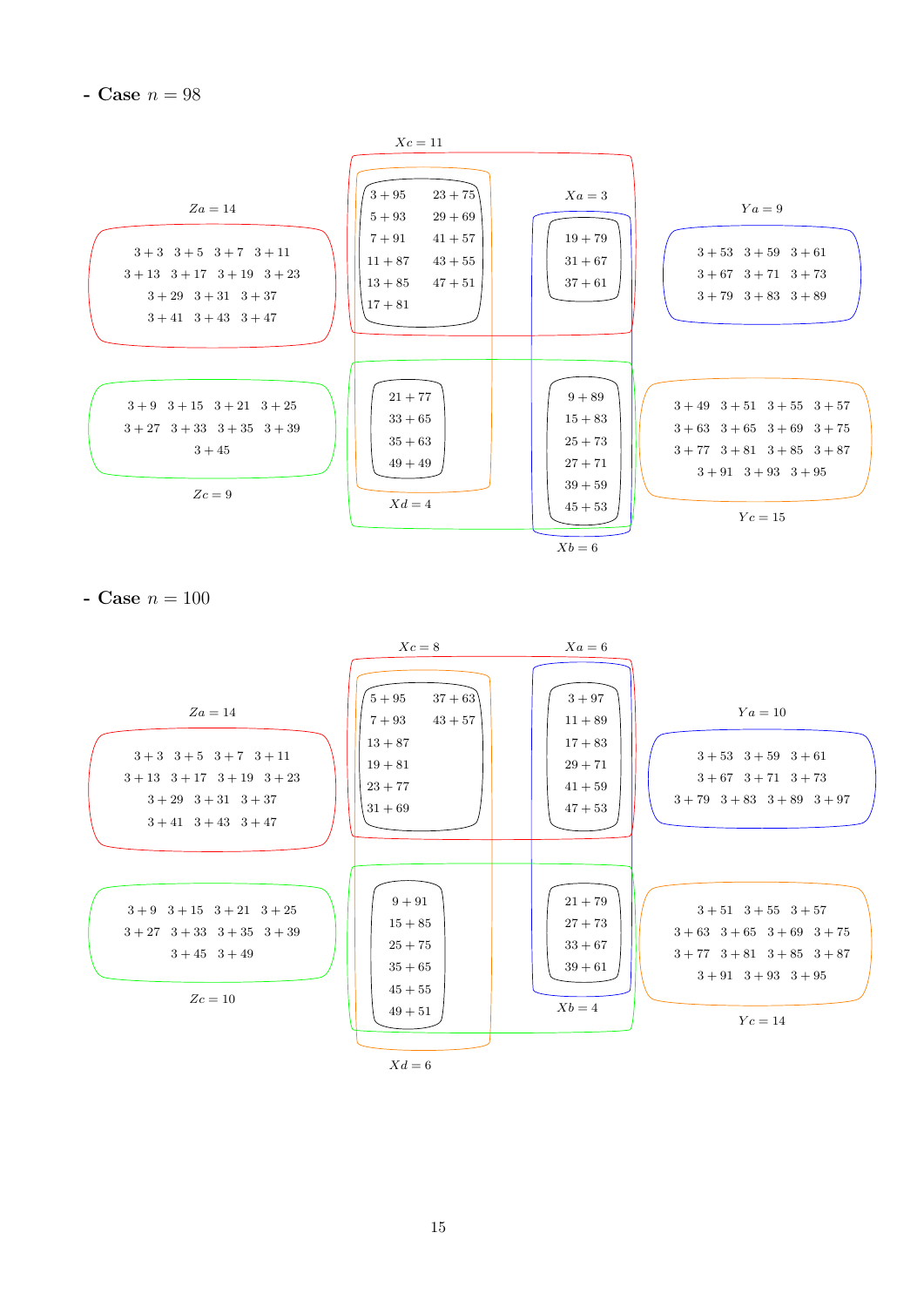**- Case** $n = 98$

$Xc = 11$

$Za = 14$

$3+3 \quad 3+5 \quad 3+7 \quad 3+11$
$3+13 \quad 3+17 \quad 3+19 \quad 3+23$
$3+29 \quad 3+31 \quad 3+37$
$3+41 \quad 3+43 \quad 3+47$

$3+95 \quad 23+75$
$5+93 \quad 29+69$
$7+91 \quad 41+57$
$11+87 \quad 43+55$
$13+85 \quad 47+51$
$17+81$

$Xa = 3$

$19+79$
$31+67$
$37+61$

$Ya = 9$

$3+53 \quad 3+59 \quad 3+61$
$3+67 \quad 3+71 \quad 3+73$
$3+79 \quad 3+83 \quad 3+89$

$3+9 \quad 3+15 \quad 3+21 \quad 3+25$
$3+27 \quad 3+33 \quad 3+35 \quad 3+39$
$3+45$

$Zc = 9$

$21+77$
$33+65$
$35+63$
$49+49$

$Xd = 4$

$9+89$
$15+83$
$25+73$
$27+71$
$39+59$
$45+53$

$Xb = 6$

$3+49 \quad 3+51 \quad 3+55 \quad 3+57$
$3+63 \quad 3+65 \quad 3+69 \quad 3+75$
$3+77 \quad 3+81 \quad 3+85 \quad 3+87$
$3+91 \quad 3+93 \quad 3+95$

$Yc = 15$

**- Case** $n = 100$

$Xc = 8$

$Xa = 6$

$Za = 14$

$3+3 \quad 3+5 \quad 3+7 \quad 3+11$
$3+13 \quad 3+17 \quad 3+19 \quad 3+23$
$3+29 \quad 3+31 \quad 3+37$
$3+41 \quad 3+43 \quad 3+47$

$5+95 \quad 37+63$
$7+93 \quad 43+57$
$13+87$
$19+81$
$23+77$
$31+69$

$3+97$
$11+89$
$17+83$
$29+71$
$41+59$
$47+53$

$Ya = 10$

$3+53 \quad 3+59 \quad 3+61$
$3+67 \quad 3+71 \quad 3+73$
$3+79 \quad 3+83 \quad 3+89 \quad 3+97$

$3+9 \quad 3+15 \quad 3+21 \quad 3+25$
$3+27 \quad 3+33 \quad 3+35 \quad 3+39$
$3+45 \quad 3+49$

$Zc = 10$

$9+91$
$15+85$
$25+75$
$35+65$
$45+55$
$49+51$

$Xd = 6$

$21+79$
$27+73$
$33+67$
$39+61$

$Xb = 4$

$3+51 \quad 3+55 \quad 3+57$
$3+63 \quad 3+65 \quad 3+69 \quad 3+75$
$3+77 \quad 3+81 \quad 3+85 \quad 3+87$
$3+91 \quad 3+93 \quad 3+95$

$Yc = 14$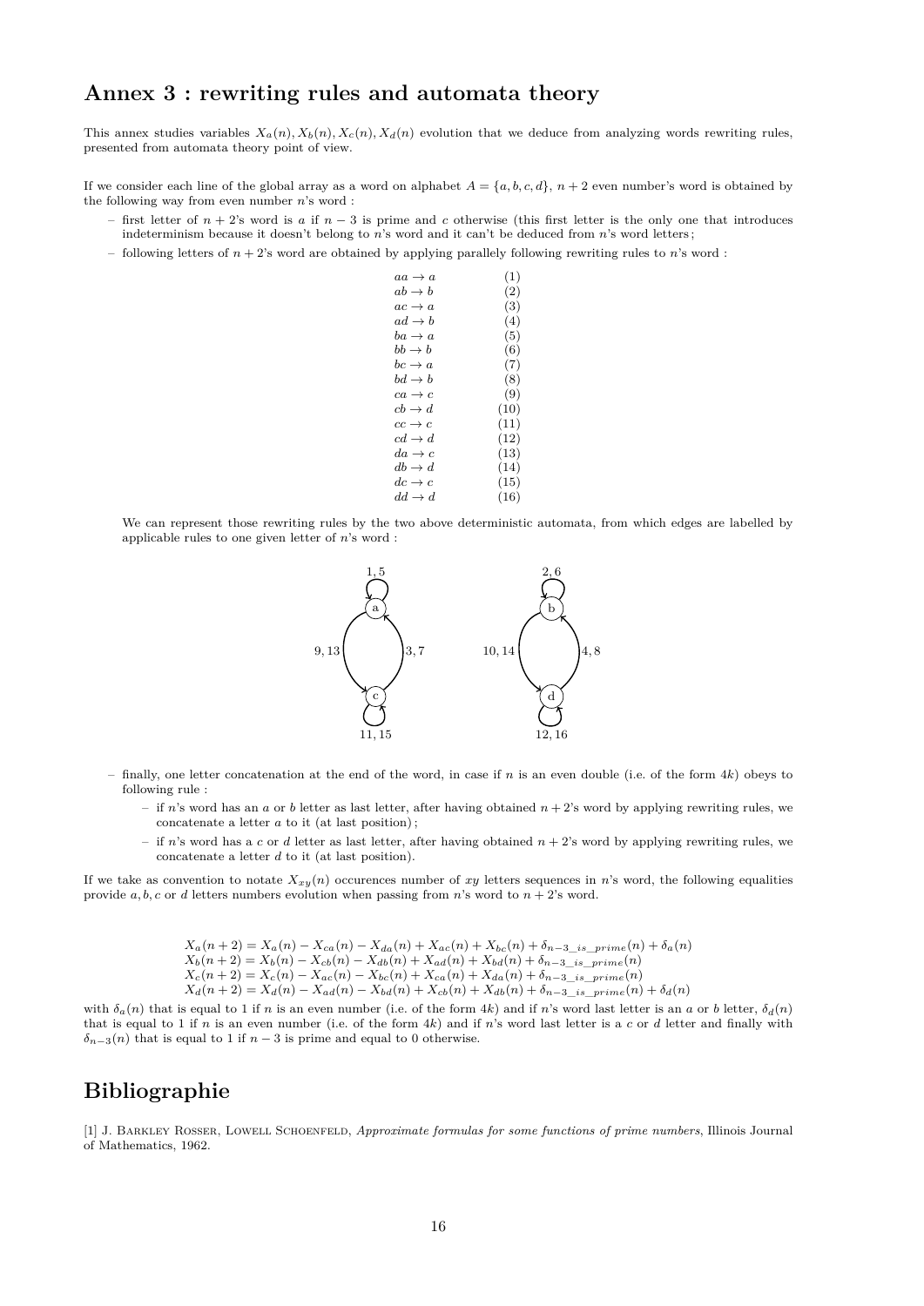## Annex 3 : rewriting rules and automata theory

This annex studies variables $X_a(n), X_b(n), X_c(n), X_d(n)$ evolution that we deduce from analyzing words rewriting rules, presented from automata theory point of view.

If we consider each line of the global array as a word on alphabet $A = \{a, b, c, d\}$, $n+2$ even number's word is obtained by the following way from even number $n$'s word :

- first letter of $n+2$'s word is $a$ if $n-3$ is prime and $c$ otherwise (this first letter is the only one that introduces indeterminism because it doesn't belong to $n$'s word and it can't be deduced from $n$'s word letters ;
- following letters of $n+2$'s word are obtained by applying parallely following rewriting rules to $n$'s word :

$$
\begin{array}{ll}
aa \rightarrow a & (1) \\
ab \rightarrow b & (2) \\
ac \rightarrow a & (3) \\
ad \rightarrow b & (4) \\
ba \rightarrow a & (5) \\
bb \rightarrow b & (6) \\
bc \rightarrow a & (7) \\
bd \rightarrow b & (8) \\
ca \rightarrow c & (9) \\
cb \rightarrow d & (10) \\
cc \rightarrow c & (11) \\
cd \rightarrow d & (12) \\
da \rightarrow c & (13) \\
db \rightarrow d & (14) \\
dc \rightarrow c & (15) \\
dd \rightarrow d & (16)
\end{array}
$$

We can represent those rewriting rules by the two above deterministic automata, from which edges are labelled by applicable rules to one given letter of $n$'s word :

1, 5
a
9, 13
3, 7
c
11, 15

2, 6
b
10, 14
4, 8
d
12, 16

- finally, one letter concatenation at the end of the word, in case if $n$ is an even double (i.e. of the form $4k$) obeys to following rule :
  - if $n$'s word has an $a$ or $b$ letter as last letter, after having obtained $n+2$'s word by applying rewriting rules, we concatenate a letter $a$ to it (at last position) ;
  - if $n$'s word has a $c$ or $d$ letter as last letter, after having obtained $n+2$'s word by applying rewriting rules, we concatenate a letter $d$ to it (at last position).

If we take as convention to notate $X_{xy}(n)$ occurences number of $xy$ letters sequences in $n$'s word, the following equalities provide $a, b, c$ or $d$ letters numbers evolution when passing from $n$'s word to $n+2$'s word.

$$
\begin{aligned}
X_a(n+2) &= X_a(n) - X_{ca}(n) - X_{da}(n) + X_{ac}(n) + X_{bc}(n) + \delta_{n-3\_is\_prime}(n) + \delta_a(n) \\
X_b(n+2) &= X_b(n) - X_{cb}(n) - X_{db}(n) + X_{ad}(n) + X_{bd}(n) + \delta_{n-3\_is\_prime}(n) \\
X_c(n+2) &= X_c(n) - X_{ac}(n) - X_{bc}(n) + X_{ca}(n) + X_{da}(n) + \delta_{n-3\_is\_prime}(n) \\
X_d(n+2) &= X_d(n) - X_{ad}(n) - X_{bd}(n) + X_{cb}(n) + X_{db}(n) + \delta_{n-3\_is\_prime}(n) + \delta_d(n)
\end{aligned}
$$

with $\delta_a(n)$ that is equal to 1 if $n$ is an even number (i.e. of the form $4k$) and if $n$'s word last letter is an $a$ or $b$ letter, $\delta_d(n)$ that is equal to 1 if $n$ is an even number (i.e. of the form $4k$) and if $n$'s word last letter is a $c$ or $d$ letter and finally with $\delta_{n-3}(n)$ that is equal to 1 if $n-3$ is prime and equal to 0 otherwise.

## Bibliographie

[1] J. Barkley Rosser, Lowell Schoenfeld, *Approximate formulas for some functions of prime numbers*, Illinois Journal of Mathematics, 1962.